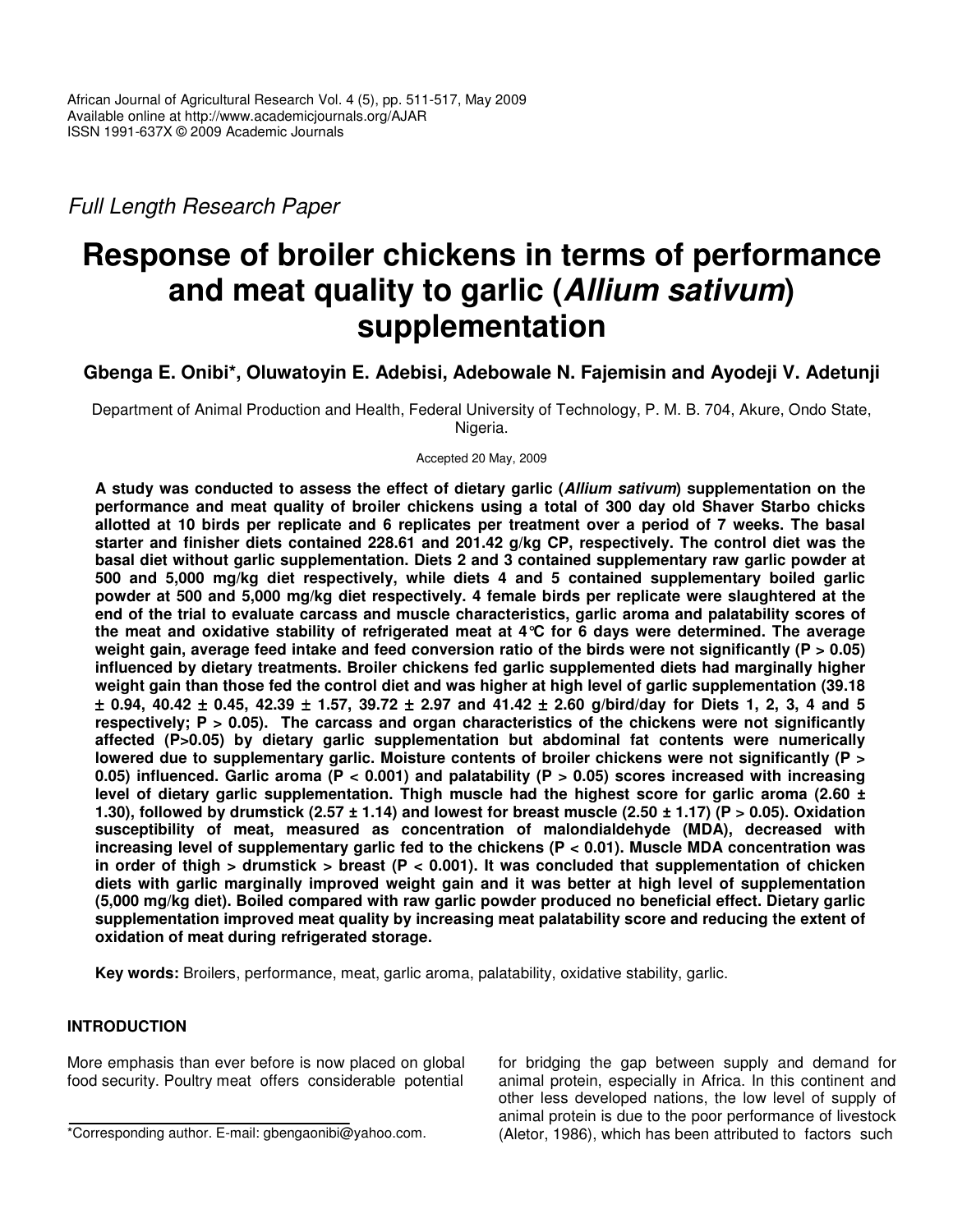*Full Length Research Paper*

# Response of broiler chickens in terms of performance and meat quality to garlic (*Allium sativum*) supplementation

**Gbenga E. Onibi\*, Oluwatoyin E. Adebisi, Adebowale N. Fajemisin and Ayodeji V. Adetunji**

Department of Animal Production and Health, Federal University of Technology, P. M. B. 704, Akure, Ondo State, Nigeria.

Accepted 20 May, 2009

**A study was conducted to assess the effect of dietary garlic (*Allium sativum*) supplementation on the performance and meat quality of broiler chickens using a total of 300 day old Shaver Starbo chicks allotted at 10 birds per replicate and 6 replicates per treatment over a period of 7 weeks. The basal starter and finisher diets contained 228.61 and 201.42 g/kg CP, respectively. The control diet was the basal diet without garlic supplementation. Diets 2 and 3 contained supplementary raw garlic powder at 500 and 5,000 mg/kg diet respectively, while diets 4 and 5 contained supplementary boiled garlic powder at 500 and 5,000 mg/kg diet respectively. 4 female birds per replicate were slaughtered at the end of the trial to evaluate carcass and muscle characteristics, garlic aroma and palatability scores of the meat and oxidative stability of refrigerated meat at 4°C for 6 days were determined. The average weight gain, average feed intake and feed conversion ratio of the birds were not significantly ($P > 0.05$) influenced by dietary treatments. Broiler chickens fed garlic supplemented diets had marginally higher weight gain than those fed the control diet and was higher at high level of garlic supplementation (39.18 ± 0.94, 40.42 ± 0.45, 42.39 ± 1.57, 39.72 ± 2.97 and 41.42 ± 2.60 g/bird/day for Diets 1, 2, 3, 4 and 5 respectively; $P > 0.05$). The carcass and organ characteristics of the chickens were not significantly affected ($P>0.05$) by dietary garlic supplementation but abdominal fat contents were numerically lowered due to supplementary garlic. Moisture contents of broiler chickens were not significantly ($P > 0.05$) influenced. Garlic aroma ($P < 0.001$) and palatability ($P > 0.05$) scores increased with increasing level of dietary garlic supplementation. Thigh muscle had the highest score for garlic aroma (2.60 ± 1.30), followed by drumstick (2.57 ± 1.14) and lowest for breast muscle (2.50 ± 1.17) ($P > 0.05$). Oxidation susceptibility of meat, measured as concentration of malondialdehyde (MDA), decreased with increasing level of supplementary garlic fed to the chickens ($P < 0.01$). Muscle MDA concentration was in order of thigh > drumstick > breast ($P < 0.001$). It was concluded that supplementation of chicken diets with garlic marginally improved weight gain and it was better at high level of supplementation (5,000 mg/kg diet). Boiled compared with raw garlic powder produced no beneficial effect. Dietary garlic supplementation improved meat quality by increasing meat palatability score and reducing the extent of oxidation of meat during refrigerated storage.**

**Key words:** Broilers, performance, meat, garlic aroma, palatability, oxidative stability, garlic.

## INTRODUCTION

More emphasis than ever before is now placed on global food security. Poultry meat offers considerable potential for bridging the gap between supply and demand for animal protein, especially in Africa. In this continent and other less developed nations, the low level of supply of animal protein is due to the poor performance of livestock (Aletor, 1986), which has been attributed to factors such

\*Corresponding author. E-mail: gbengaonibi@yahoo.com.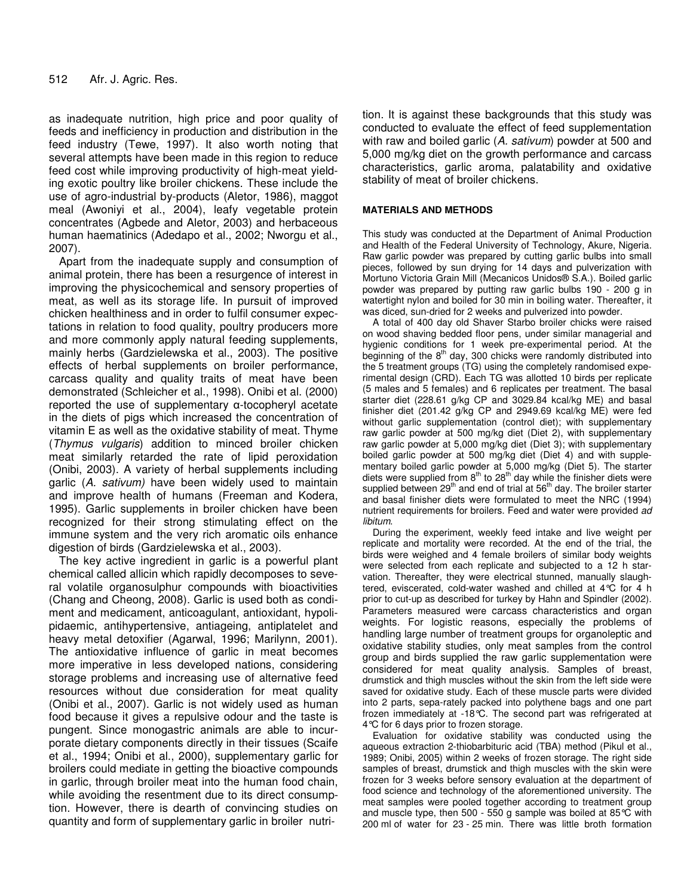as inadequate nutrition, high price and poor quality of feeds and inefficiency in production and distribution in the feed industry (Tewe, 1997). It also worth noting that several attempts have been made in this region to reduce feed cost while improving productivity of high-meat yielding exotic poultry like broiler chickens. These include the use of agro-industrial by-products (Aletor, 1986), maggot meal (Awoniyi et al., 2004), leafy vegetable protein concentrates (Agbede and Aletor, 2003) and herbaceous human haematinics (Adedapo et al., 2002; Nworgu et al., 2007).

Apart from the inadequate supply and consumption of animal protein, there has been a resurgence of interest in improving the physicochemical and sensory properties of meat, as well as its storage life. In pursuit of improved chicken healthiness and in order to fulfil consumer expectations in relation to food quality, poultry producers more and more commonly apply natural feeding supplements, mainly herbs (Gardzielewska et al., 2003). The positive effects of herbal supplements on broiler performance, carcass quality and quality traits of meat have been demonstrated (Schleicher et al., 1998). Onibi et al. (2000) reported the use of supplementary α-tocopheryl acetate in the diets of pigs which increased the concentration of vitamin E as well as the oxidative stability of meat. Thyme (*Thymus vulgaris*) addition to minced broiler chicken meat similarly retarded the rate of lipid peroxidation (Onibi, 2003). A variety of herbal supplements including garlic (*A. sativum)* have been widely used to maintain and improve health of humans (Freeman and Kodera, 1995). Garlic supplements in broiler chicken have been recognized for their strong stimulating effect on the immune system and the very rich aromatic oils enhance digestion of birds (Gardzielewska et al., 2003).

The key active ingredient in garlic is a powerful plant chemical called allicin which rapidly decomposes to several volatile organosulphur compounds with bioactivities (Chang and Cheong, 2008). Garlic is used both as condiment and medicament, anticoagulant, antioxidant, hypolipidaemic, antihypertensive, antiageing, antiplatelet and heavy metal detoxifier (Agarwal, 1996; Marilynn, 2001). The antioxidative influence of garlic in meat becomes more imperative in less developed nations, considering storage problems and increasing use of alternative feed resources without due consideration for meat quality (Onibi et al., 2007). Garlic is not widely used as human food because it gives a repulsive odour and the taste is pungent. Since monogastric animals are able to incurporate dietary components directly in their tissues (Scaife et al., 1994; Onibi et al., 2000), supplementary garlic for broilers could mediate in getting the bioactive compounds in garlic, through broiler meat into the human food chain, while avoiding the resentment due to its direct consumption. However, there is dearth of convincing studies on quantity and form of supplementary garlic in broiler nutrition. It is against these backgrounds that this study was conducted to evaluate the effect of feed supplementation with raw and boiled garlic (*A. sativum*) powder at 500 and 5,000 mg/kg diet on the growth performance and carcass characteristics, garlic aroma, palatability and oxidative stability of meat of broiler chickens.

## MATERIALS AND METHODS

This study was conducted at the Department of Animal Production and Health of the Federal University of Technology, Akure, Nigeria. Raw garlic powder was prepared by cutting garlic bulbs into small pieces, followed by sun drying for 14 days and pulverization with Mortuno Victoria Grain Mill (Mecanicos Unidos® S.A.). Boiled garlic powder was prepared by putting raw garlic bulbs 190 - 200 g in watertight nylon and boiled for 30 min in boiling water. Thereafter, it was diced, sun-dried for 2 weeks and pulverized into powder.

A total of 400 day old Shaver Starbo broiler chicks were raised on wood shaving bedded floor pens, under similar managerial and hygienic conditions for 1 week pre-experimental period. At the beginning of the 8th day, 300 chicks were randomly distributed into the 5 treatment groups (TG) using the completely randomised experimental design (CRD). Each TG was allotted 10 birds per replicate (5 males and 5 females) and 6 replicates per treatment. The basal starter diet (228.61 g/kg CP and 3029.84 kcal/kg ME) and basal finisher diet (201.42 g/kg CP and 2949.69 kcal/kg ME) were fed without garlic supplementation (control diet); with supplementary raw garlic powder at 500 mg/kg diet (Diet 2), with supplementary raw garlic powder at 5,000 mg/kg diet (Diet 3); with supplementary boiled garlic powder at 500 mg/kg diet (Diet 4) and with supplementary boiled garlic powder at 5,000 mg/kg (Diet 5). The starter diets were supplied from 8th to 28th day while the finisher diets were supplied between 29th and end of trial at 56th day. The broiler starter and basal finisher diets were formulated to meet the NRC (1994) nutrient requirements for broilers. Feed and water were provided *ad libitum*.

During the experiment, weekly feed intake and live weight per replicate and mortality were recorded. At the end of the trial, the birds were weighed and 4 female broilers of similar body weights were selected from each replicate and subjected to a 12 h starvation. Thereafter, they were electrical stunned, manually slaughtered, eviscerated, cold-water washed and chilled at 4°C for 4 h prior to cut-up as described for turkey by Hahn and Spindler (2002). Parameters measured were carcass characteristics and organ weights. For logistic reasons, especially the problems of handling large number of treatment groups for organoleptic and oxidative stability studies, only meat samples from the control group and birds supplied the raw garlic supplementation were considered for meat quality analysis. Samples of breast, drumstick and thigh muscles without the skin from the left side were saved for oxidative study. Each of these muscle parts were divided into 2 parts, sepa-rately packed into polythene bags and one part frozen immediately at -18°C. The second part was refrigerated at 4°C for 6 days prior to frozen storage.

Evaluation for oxidative stability was conducted using the aqueous extraction 2-thiobarbituric acid (TBA) method (Pikul et al., 1989; Onibi, 2005) within 2 weeks of frozen storage. The right side samples of breast, drumstick and thigh muscles with the skin were frozen for 3 weeks before sensory evaluation at the department of food science and technology of the aforementioned university. The meat samples were pooled together according to treatment group and muscle type, then 500 - 550 g sample was boiled at 85°C with 200 ml of water for 23 - 25 min. There was little broth formation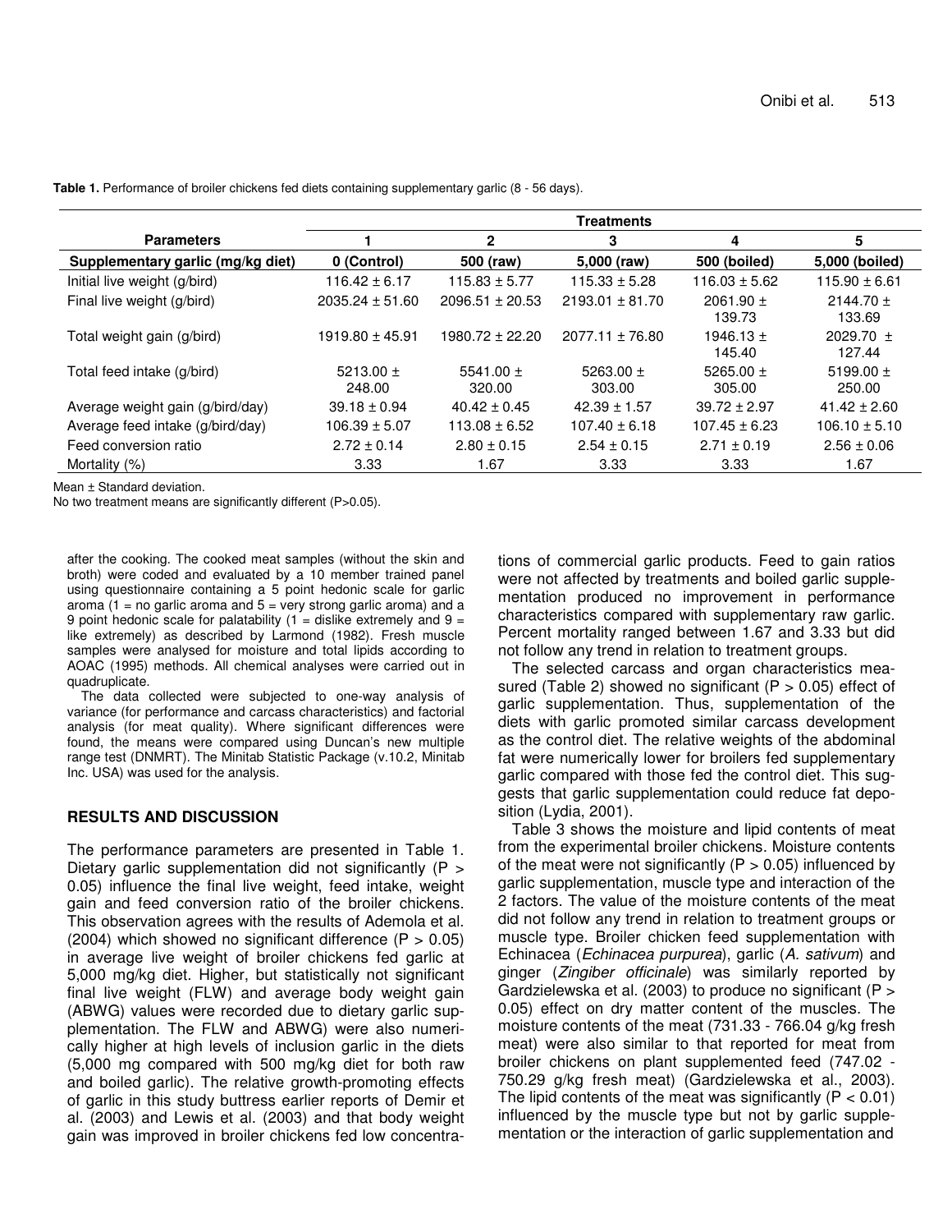**Table 1.** Performance of broiler chickens fed diets containing supplementary garlic (8 - 56 days).

| Parameters | Treatments | | | | |
|---|---|---|---|---|---|
| | 1 | 2 | 3 | 4 | 5 |
| Supplementary garlic (mg/kg diet) | 0 (Control) | 500 (raw) | 5,000 (raw) | 500 (boiled) | 5,000 (boiled) |
| Initial live weight (g/bird) | 116.42 ± 6.17 | 115.83 ± 5.77 | 115.33 ± 5.28 | 116.03 ± 5.62 | 115.90 ± 6.61 |
| Final live weight (g/bird) | 2035.24 ± 51.60 | 2096.51 ± 20.53 | 2193.01 ± 81.70 | 2061.90 ± 139.73 | 2144.70 ± 133.69 |
| Total weight gain (g/bird) | 1919.80 ± 45.91 | 1980.72 ± 22.20 | 2077.11 ± 76.80 | 1946.13 ± 145.40 | 2029.70 ± 127.44 |
| Total feed intake (g/bird) | 5213.00 ± 248.00 | 5541.00 ± 320.00 | 5263.00 ± 303.00 | 5265.00 ± 305.00 | 5199.00 ± 250.00 |
| Average weight gain (g/bird/day) | 39.18 ± 0.94 | 40.42 ± 0.45 | 42.39 ± 1.57 | 39.72 ± 2.97 | 41.42 ± 2.60 |
| Average feed intake (g/bird/day) | 106.39 ± 5.07 | 113.08 ± 6.52 | 107.40 ± 6.18 | 107.45 ± 6.23 | 106.10 ± 5.10 |
| Feed conversion ratio | 2.72 ± 0.14 | 2.80 ± 0.15 | 2.54 ± 0.15 | 2.71 ± 0.19 | 2.56 ± 0.06 |
| Mortality (%) | 3.33 | 1.67 | 3.33 | 3.33 | 1.67 |

Mean ± Standard deviation.
No two treatment means are significantly different (P>0.05).

after the cooking. The cooked meat samples (without the skin and broth) were coded and evaluated by a 10 member trained panel using questionnaire containing a 5 point hedonic scale for garlic aroma (1 = no garlic aroma and 5 = very strong garlic aroma) and a 9 point hedonic scale for palatability (1 = dislike extremely and 9 = like extremely) as described by Larmond (1982). Fresh muscle samples were analysed for moisture and total lipids according to AOAC (1995) methods. All chemical analyses were carried out in quadruplicate.

The data collected were subjected to one-way analysis of variance (for performance and carcass characteristics) and factorial analysis (for meat quality). Where significant differences were found, the means were compared using Duncan's new multiple range test (DNMRT). The Minitab Statistic Package (v.10.2, Minitab Inc. USA) was used for the analysis.

## RESULTS AND DISCUSSION

The performance parameters are presented in Table 1. Dietary garlic supplementation did not significantly (P > 0.05) influence the final live weight, feed intake, weight gain and feed conversion ratio of the broiler chickens. This observation agrees with the results of Ademola et al. (2004) which showed no significant difference (P > 0.05) in average live weight of broiler chickens fed garlic at 5,000 mg/kg diet. Higher, but statistically not significant final live weight (FLW) and average body weight gain (ABWG) values were recorded due to dietary garlic supplementation. The FLW and ABWG) were also numerically higher at high levels of inclusion garlic in the diets (5,000 mg compared with 500 mg/kg diet for both raw and boiled garlic). The relative growth-promoting effects of garlic in this study buttress earlier reports of Demir et al. (2003) and Lewis et al. (2003) and that body weight gain was improved in broiler chickens fed low concentrations of commercial garlic products. Feed to gain ratios were not affected by treatments and boiled garlic supplementation produced no improvement in performance characteristics compared with supplementary raw garlic. Percent mortality ranged between 1.67 and 3.33 but did not follow any trend in relation to treatment groups.

The selected carcass and organ characteristics measured (Table 2) showed no significant (P > 0.05) effect of garlic supplementation. Thus, supplementation of the diets with garlic promoted similar carcass development as the control diet. The relative weights of the abdominal fat were numerically lower for broilers fed supplementary garlic compared with those fed the control diet. This suggests that garlic supplementation could reduce fat deposition (Lydia, 2001).

Table 3 shows the moisture and lipid contents of meat from the experimental broiler chickens. Moisture contents of the meat were not significantly (P > 0.05) influenced by garlic supplementation, muscle type and interaction of the 2 factors. The value of the moisture contents of the meat did not follow any trend in relation to treatment groups or muscle type. Broiler chicken feed supplementation with Echinacea (*Echinacea purpurea*), garlic (*A. sativum*) and ginger (*Zingiber officinale*) was similarly reported by Gardzielewska et al. (2003) to produce no significant (P > 0.05) effect on dry matter content of the muscles. The moisture contents of the meat (731.33 - 766.04 g/kg fresh meat) were also similar to that reported for meat from broiler chickens on plant supplemented feed (747.02 - 750.29 g/kg fresh meat) (Gardzielewska et al., 2003). The lipid contents of the meat was significantly (P < 0.01) influenced by the muscle type but not by garlic supplementation or the interaction of garlic supplementation and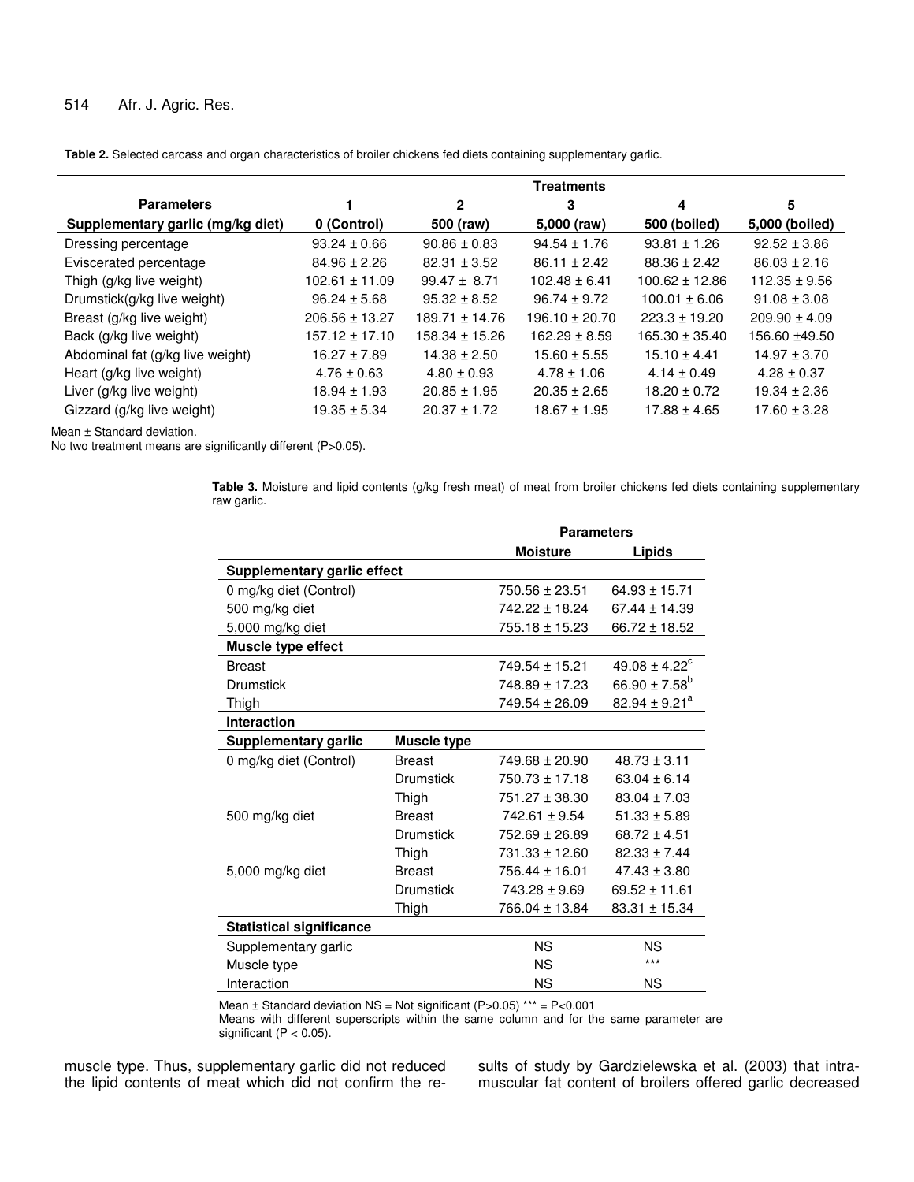**Table 2.** Selected carcass and organ characteristics of broiler chickens fed diets containing supplementary garlic.

| Parameters | Treatments | | | | |
|---|---|---|---|---|---|
| | 1 | 2 | 3 | 4 | 5 |
| **Supplementary garlic (mg/kg diet)** | **0 (Control)** | **500 (raw)** | **5,000 (raw)** | **500 (boiled)** | **5,000 (boiled)** |
| Dressing percentage | 93.24 ± 0.66 | 90.86 ± 0.83 | 94.54 ± 1.76 | 93.81 ± 1.26 | 92.52 ± 3.86 |
| Eviscerated percentage | 84.96 ± 2.26 | 82.31 ± 3.52 | 86.11 ± 2.42 | 88.36 ± 2.42 | 86.03 ± 2.16 |
| Thigh (g/kg live weight) | 102.61 ± 11.09 | 99.47 ± 8.71 | 102.48 ± 6.41 | 100.62 ± 12.86 | 112.35 ± 9.56 |
| Drumstick(g/kg live weight) | 96.24 ± 5.68 | 95.32 ± 8.52 | 96.74 ± 9.72 | 100.01 ± 6.06 | 91.08 ± 3.08 |
| Breast (g/kg live weight) | 206.56 ± 13.27 | 189.71 ± 14.76 | 196.10 ± 20.70 | 223.3 ± 19.20 | 209.90 ± 4.09 |
| Back (g/kg live weight) | 157.12 ± 17.10 | 158.34 ± 15.26 | 162.29 ± 8.59 | 165.30 ± 35.40 | 156.60 ±49.50 |
| Abdominal fat (g/kg live weight) | 16.27 ± 7.89 | 14.38 ± 2.50 | 15.60 ± 5.55 | 15.10 ± 4.41 | 14.97 ± 3.70 |
| Heart (g/kg live weight) | 4.76 ± 0.63 | 4.80 ± 0.93 | 4.78 ± 1.06 | 4.14 ± 0.49 | 4.28 ± 0.37 |
| Liver (g/kg live weight) | 18.94 ± 1.93 | 20.85 ± 1.95 | 20.35 ± 2.65 | 18.20 ± 0.72 | 19.34 ± 2.36 |
| Gizzard (g/kg live weight) | 19.35 ± 5.34 | 20.37 ± 1.72 | 18.67 ± 1.95 | 17.88 ± 4.65 | 17.60 ± 3.28 |

Mean ± Standard deviation.
No two treatment means are significantly different (P>0.05).

**Table 3.** Moisture and lipid contents (g/kg fresh meat) of meat from broiler chickens fed diets containing supplementary raw garlic.

| | | Parameters | |
|---|---|---|---|
| | | **Moisture** | **Lipids** |
| **Supplementary garlic effect** | | | |
| 0 mg/kg diet (Control) | | 750.56 ± 23.51 | 64.93 ± 15.71 |
| 500 mg/kg diet | | 742.22 ± 18.24 | 67.44 ± 14.39 |
| 5,000 mg/kg diet | | 755.18 ± 15.23 | 66.72 ± 18.52 |
| **Muscle type effect** | | | |
| Breast | | 749.54 ± 15.21 | 49.08 ± 4.22[c] |
| Drumstick | | 748.89 ± 17.23 | 66.90 ± 7.58[b] |
| Thigh | | 749.54 ± 26.09 | 82.94 ± 9.21[a] |
| **Interaction** | | | |
| **Supplementary garlic** | **Muscle type** | | |
| 0 mg/kg diet (Control) | Breast | 749.68 ± 20.90 | 48.73 ± 3.11 |
| | Drumstick | 750.73 ± 17.18 | 63.04 ± 6.14 |
| | Thigh | 751.27 ± 38.30 | 83.04 ± 7.03 |
| 500 mg/kg diet | Breast | 742.61 ± 9.54 | 51.33 ± 5.89 |
| | Drumstick | 752.69 ± 26.89 | 68.72 ± 4.51 |
| | Thigh | 731.33 ± 12.60 | 82.33 ± 7.44 |
| 5,000 mg/kg diet | Breast | 756.44 ± 16.01 | 47.43 ± 3.80 |
| | Drumstick | 743.28 ± 9.69 | 69.52 ± 11.61 |
| | Thigh | 766.04 ± 13.84 | 83.31 ± 15.34 |
| **Statistical significance** | | | |
| Supplementary garlic | | NS | NS |
| Muscle type | | NS | *** |
| Interaction | | NS | NS |

Mean ± Standard deviation NS = Not significant (P>0.05) *** = P<0.001
Means with different superscripts within the same column and for the same parameter are significant (P < 0.05).

muscle type. Thus, supplementary garlic did not reduced the lipid contents of meat which did not confirm the results of study by Gardzielewska et al. (2003) that intramuscular fat content of broilers offered garlic decreased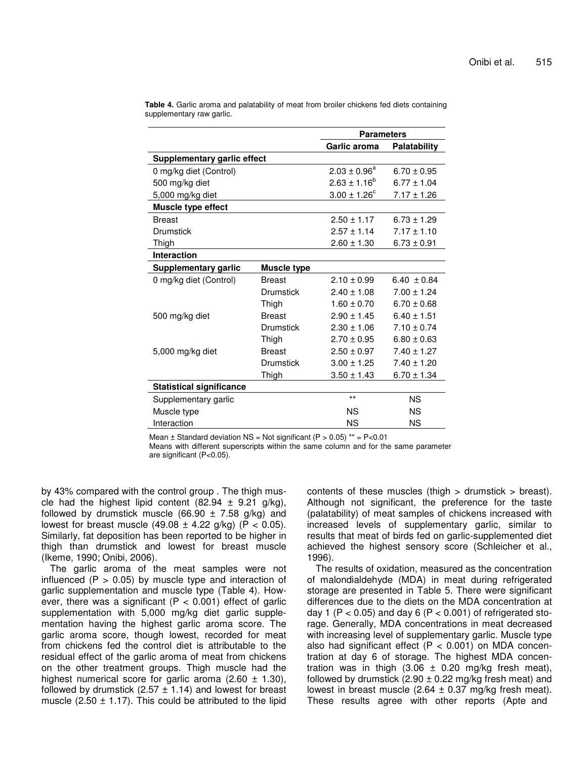**Table 4.** Garlic aroma and palatability of meat from broiler chickens fed diets containing supplementary raw garlic.

| | | Parameters | |
|---|---|---|---|
| | | Garlic aroma | Palatability |
| **Supplementary garlic effect** | | | |
| 0 mg/kg diet (Control) | | $2.03 \pm 0.96^a$ | 6.70 ± 0.95 |
| 500 mg/kg diet | | $2.63 \pm 1.16^b$ | 6.77 ± 1.04 |
| 5,000 mg/kg diet | | $3.00 \pm 1.26^c$ | 7.17 ± 1.26 |
| **Muscle type effect** | | | |
| Breast | | 2.50 ± 1.17 | 6.73 ± 1.29 |
| Drumstick | | 2.57 ± 1.14 | 7.17 ± 1.10 |
| Thigh | | 2.60 ± 1.30 | 6.73 ± 0.91 |
| **Interaction** | | | |
| **Supplementary garlic** | **Muscle type** | | |
| 0 mg/kg diet (Control) | Breast | 2.10 ± 0.99 | 6.40 ± 0.84 |
| | Drumstick | 2.40 ± 1.08 | 7.00 ± 1.24 |
| | Thigh | 1.60 ± 0.70 | 6.70 ± 0.68 |
| 500 mg/kg diet | Breast | 2.90 ± 1.45 | 6.40 ± 1.51 |
| | Drumstick | 2.30 ± 1.06 | 7.10 ± 0.74 |
| | Thigh | 2.70 ± 0.95 | 6.80 ± 0.63 |
| 5,000 mg/kg diet | Breast | 2.50 ± 0.97 | 7.40 ± 1.27 |
| | Drumstick | 3.00 ± 1.25 | 7.40 ± 1.20 |
| | Thigh | 3.50 ± 1.43 | 6.70 ± 1.34 |
| **Statistical significance** | | | |
| Supplementary garlic | | ** | NS |
| Muscle type | | NS | NS |
| Interaction | | NS | NS |

Mean ± Standard deviation NS = Not significant ($P > 0.05$) ** = $P<0.01$
Means with different superscripts within the same column and for the same parameter are significant ($P<0.05$).

by 43% compared with the control group . The thigh muscle had the highest lipid content (82.94 ± 9.21 g/kg), followed by drumstick muscle (66.90 ± 7.58 g/kg) and lowest for breast muscle (49.08 ± 4.22 g/kg) ($P < 0.05$). Similarly, fat deposition has been reported to be higher in thigh than drumstick and lowest for breast muscle (Ikeme, 1990; Onibi, 2006).

The garlic aroma of the meat samples were not influenced ($P > 0.05$) by muscle type and interaction of garlic supplementation and muscle type (Table 4). However, there was a significant ($P < 0.001$) effect of garlic supplementation with 5,000 mg/kg diet garlic supplementation having the highest garlic aroma score. The garlic aroma score, though lowest, recorded for meat from chickens fed the control diet is attributable to the residual effect of the garlic aroma of meat from chickens on the other treatment groups. Thigh muscle had the highest numerical score for garlic aroma (2.60 ± 1.30), followed by drumstick (2.57 ± 1.14) and lowest for breast muscle (2.50 ± 1.17). This could be attributed to the lipid contents of these muscles (thigh > drumstick > breast). Although not significant, the preference for the taste (palatability) of meat samples of chickens increased with increased levels of supplementary garlic, similar to results that meat of birds fed on garlic-supplemented diet achieved the highest sensory score (Schleicher et al., 1996).

The results of oxidation, measured as the concentration of malondialdehyde (MDA) in meat during refrigerated storage are presented in Table 5. There were significant differences due to the diets on the MDA concentration at day 1 ($P < 0.05$) and day 6 ($P < 0.001$) of refrigerated storage. Generally, MDA concentrations in meat decreased with increasing level of supplementary garlic. Muscle type also had significant effect ($P < 0.001$) on MDA concentration at day 6 of storage. The highest MDA concentration was in thigh (3.06 ± 0.20 mg/kg fresh meat), followed by drumstick (2.90 ± 0.22 mg/kg fresh meat) and lowest in breast muscle (2.64 ± 0.37 mg/kg fresh meat). These results agree with other reports (Apte and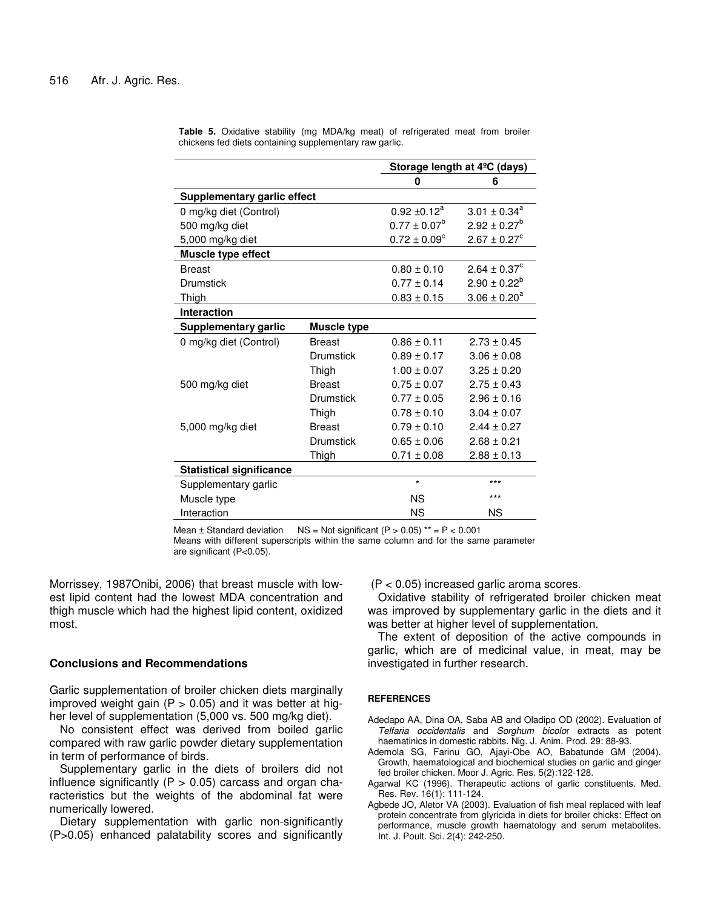**Table 5.** Oxidative stability (mg MDA/kg meat) of refrigerated meat from broiler chickens fed diets containing supplementary raw garlic.

| | | Storage length at 4ºC (days) | |
|---|---|---|---|
| | | 0 | 6 |
| **Supplementary garlic effect** | | | |
| 0 mg/kg diet (Control) | | 0.92 ±0.12[a] | 3.01 ± 0.34[a] |
| 500 mg/kg diet | | 0.77 ± 0.07[b] | 2.92 ± 0.27[b] |
| 5,000 mg/kg diet | | 0.72 ± 0.09[c] | 2.67 ± 0.27[c] |
| **Muscle type effect** | | | |
| Breast | | 0.80 ± 0.10 | 2.64 ± 0.37[c] |
| Drumstick | | 0.77 ± 0.14 | 2.90 ± 0.22[b] |
| Thigh | | 0.83 ± 0.15 | 3.06 ± 0.20[a] |
| **Interaction** | | | |
| **Supplementary garlic** | **Muscle type** | | |
| 0 mg/kg diet (Control) | Breast | 0.86 ± 0.11 | 2.73 ± 0.45 |
| | Drumstick | 0.89 ± 0.17 | 3.06 ± 0.08 |
| | Thigh | 1.00 ± 0.07 | 3.25 ± 0.20 |
| 500 mg/kg diet | Breast | 0.75 ± 0.07 | 2.75 ± 0.43 |
| | Drumstick | 0.77 ± 0.05 | 2.96 ± 0.16 |
| | Thigh | 0.78 ± 0.10 | 3.04 ± 0.07 |
| 5,000 mg/kg diet | Breast | 0.79 ± 0.10 | 2.44 ± 0.27 |
| | Drumstick | 0.65 ± 0.06 | 2.68 ± 0.21 |
| | Thigh | 0.71 ± 0.08 | 2.88 ± 0.13 |
| **Statistical significance** | | | |
| Supplementary garlic | | * | *** |
| Muscle type | | NS | *** |
| Interaction | | NS | NS |

Mean ± Standard deviation   NS = Not significant ($P > 0.05$) ** = $P < 0.001$
Means with different superscripts within the same column and for the same parameter are significant ($P<0.05$).

Morrissey, 1987Onibi, 2006) that breast muscle with lowest lipid content had the lowest MDA concentration and thigh muscle which had the highest lipid content, oxidized most.

## Conclusions and Recommendations

Garlic supplementation of broiler chicken diets marginally improved weight gain ($P > 0.05$) and it was better at higher level of supplementation (5,000 vs. 500 mg/kg diet).

No consistent effect was derived from boiled garlic compared with raw garlic powder dietary supplementation in term of performance of birds.

Supplementary garlic in the diets of broilers did not influence significantly ($P > 0.05$) carcass and organ characteristics but the weights of the abdominal fat were numerically lowered.

Dietary supplementation with garlic non-significantly ($P>0.05$) enhanced palatability scores and significantly ($P < 0.05$) increased garlic aroma scores.

Oxidative stability of refrigerated broiler chicken meat was improved by supplementary garlic in the diets and it was better at higher level of supplementation.

The extent of deposition of the active compounds in garlic, which are of medicinal value, in meat, may be investigated in further research.

## REFERENCES

Adedapo AA, Dina OA, Saba AB and Oladipo OD (2002). Evaluation of *Telfaria occidentalis* and *Sorghum bicolor* extracts as potent haematinics in domestic rabbits. Nig. J. Anim. Prod. 29: 88-93.

Ademola SG, Farinu GO, Ajayi-Obe AO, Babatunde GM (2004). Growth, haematological and biochemical studies on garlic and ginger fed broiler chicken. Moor J. Agric. Res. 5(2):122-128.

Agarwal KC (1996). Therapeutic actions of garlic constituents. Med. Res. Rev. 16(1): 111-124.

Agbede JO, Aletor VA (2003). Evaluation of fish meal replaced with leaf protein concentrate from glyricida in diets for broiler chicks: Effect on performance, muscle growth haematology and serum metabolites. Int. J. Poult. Sci. 2(4): 242-250.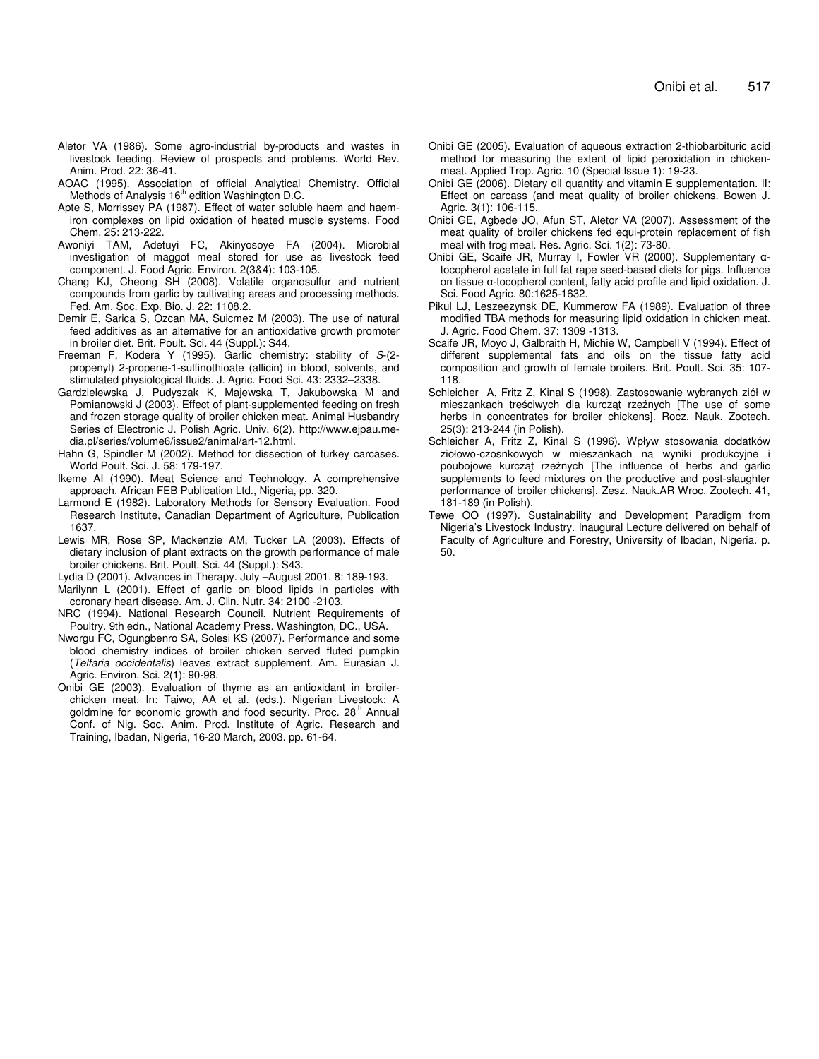Aletor VA (1986). Some agro-industrial by-products and wastes in livestock feeding. Review of prospects and problems. World Rev. Anim. Prod. 22: 36-41.

AOAC (1995). Association of official Analytical Chemistry. Official Methods of Analysis 16th edition Washington D.C.

Apte S, Morrissey PA (1987). Effect of water soluble haem and haem-iron complexes on lipid oxidation of heated muscle systems. Food Chem. 25: 213-222.

Awoniyi TAM, Adetuyi FC, Akinyosoye FA (2004). Microbial investigation of maggot meal stored for use as livestock feed component. J. Food Agric. Environ. 2(3&4): 103-105.

Chang KJ, Cheong SH (2008). Volatile organosulfur and nutrient compounds from garlic by cultivating areas and processing methods. Fed. Am. Soc. Exp. Bio. J. 22: 1108.2.

Demir E, Sarica S, Ozcan MA, Suicmez M (2003). The use of natural feed additives as an alternative for an antioxidative growth promoter in broiler diet. Brit. Poult. Sci. 44 (Suppl.): S44.

Freeman F, Kodera Y (1995). Garlic chemistry: stability of *S*-(2-propenyl) 2-propene-1-sulfinothioate (allicin) in blood, solvents, and stimulated physiological fluids. J. Agric. Food Sci. 43: 2332–2338.

Gardzielewska J, Pudyszak K, Majewska T, Jakubowska M and Pomianowski J (2003). Effect of plant-supplemented feeding on fresh and frozen storage quality of broiler chicken meat. Animal Husbandry Series of Electronic J. Polish Agric. Univ. 6(2). http://www.ejpau.media.pl/series/volume6/issue2/animal/art-12.html.

Hahn G, Spindler M (2002). Method for dissection of turkey carcases. World Poult. Sci. J. 58: 179-197.

Ikeme AI (1990). Meat Science and Technology. A comprehensive approach. African FEB Publication Ltd., Nigeria, pp. 320.

Larmond E (1982). Laboratory Methods for Sensory Evaluation. Food Research Institute, Canadian Department of Agriculture, Publication 1637.

Lewis MR, Rose SP, Mackenzie AM, Tucker LA (2003). Effects of dietary inclusion of plant extracts on the growth performance of male broiler chickens. Brit. Poult. Sci. 44 (Suppl.): S43.

Lydia D (2001). Advances in Therapy. July –August 2001. 8: 189-193.

Marilynn L (2001). Effect of garlic on blood lipids in particles with coronary heart disease. Am. J. Clin. Nutr. 34: 2100 -2103.

NRC (1994). National Research Council. Nutrient Requirements of Poultry. 9th edn., National Academy Press. Washington, DC., USA.

Nworgu FC, Ogungbenro SA, Solesi KS (2007). Performance and some blood chemistry indices of broiler chicken served fluted pumpkin (*Telfaria occidentalis*) leaves extract supplement. Am. Eurasian J. Agric. Environ. Sci. 2(1): 90-98.

Onibi GE (2003). Evaluation of thyme as an antioxidant in broiler-chicken meat. In: Taiwo, AA et al. (eds.). Nigerian Livestock: A goldmine for economic growth and food security. Proc. 28th Annual Conf. of Nig. Soc. Anim. Prod. Institute of Agric. Research and Training, Ibadan, Nigeria, 16-20 March, 2003. pp. 61-64.

Onibi GE (2005). Evaluation of aqueous extraction 2-thiobarbituric acid method for measuring the extent of lipid peroxidation in chicken-meat. Applied Trop. Agric. 10 (Special Issue 1): 19-23.

Onibi GE (2006). Dietary oil quantity and vitamin E supplementation. II: Effect on carcass (and meat quality of broiler chickens. Bowen J. Agric. 3(1): 106-115.

Onibi GE, Agbede JO, Afun ST, Aletor VA (2007). Assessment of the meat quality of broiler chickens fed equi-protein replacement of fish meal with frog meal. Res. Agric. Sci. 1(2): 73-80.

Onibi GE, Scaife JR, Murray I, Fowler VR (2000). Supplementary α-tocopherol acetate in full fat rape seed-based diets for pigs. Influence on tissue α-tocopherol content, fatty acid profile and lipid oxidation. J. Sci. Food Agric. 80:1625-1632.

Pikul LJ, Leszeezynsk DE, Kummerow FA (1989). Evaluation of three modified TBA methods for measuring lipid oxidation in chicken meat. J. Agric. Food Chem. 37: 1309 -1313.

Scaife JR, Moyo J, Galbraith H, Michie W, Campbell V (1994). Effect of different supplemental fats and oils on the tissue fatty acid composition and growth of female broilers. Brit. Poult. Sci. 35: 107-118.

Schleicher A, Fritz Z, Kinal S (1998). Zastosowanie wybranych ziół w mieszankach treściwych dla kurcząt rzeźnych [The use of some herbs in concentrates for broiler chickens]. Rocz. Nauk. Zootech. 25(3): 213-244 (in Polish).

Schleicher A, Fritz Z, Kinal S (1996). Wpływ stosowania dodatków ziołowo-czosnkowych w mieszankach na wyniki produkcyjne i poubojowe kurcząt rzeźnych [The influence of herbs and garlic supplements to feed mixtures on the productive and post-slaughter performance of broiler chickens]. Zesz. Nauk.AR Wroc. Zootech. 41, 181-189 (in Polish).

Tewe OO (1997). Sustainability and Development Paradigm from Nigeria's Livestock Industry. Inaugural Lecture delivered on behalf of Faculty of Agriculture and Forestry, University of Ibadan, Nigeria. p. 50.